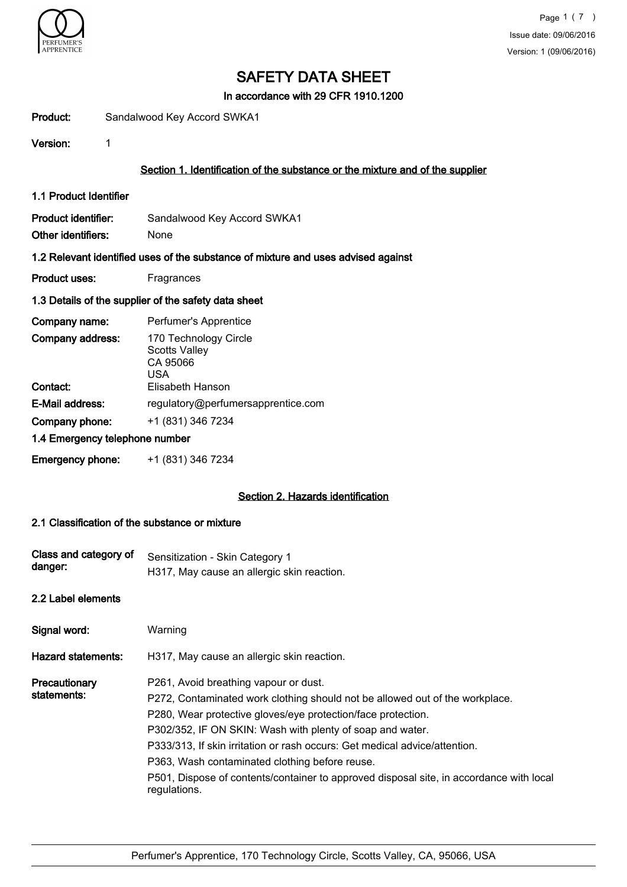# SAFETY DATA SHEET

**In accordance with 29 CFR 1910.1200**

**Product:** Sandalwood Key Accord SWKA1

**Version:** 1

## Section 1. Identification of the substance or the mixture and of the supplier

### 1.1 Product Identifier

**Product identifier:** Sandalwood Key Accord SWKA1

**Other identifiers:** None

### 1.2 Relevant identified uses of the substance of mixture and uses advised against

**Product uses:** Fragrances

### 1.3 Details of the supplier of the safety data sheet

**Company name:** Perfumer's Apprentice

**Company address:** 170 Technology Circle
Scotts Valley
CA 95066
USA

**Contact:** Elisabeth Hanson

**E-Mail address:** regulatory@perfumersapprentice.com

**Company phone:** +1 (831) 346 7234

### 1.4 Emergency telephone number

**Emergency phone:** +1 (831) 346 7234

## Section 2. Hazards identification

### 2.1 Classification of the substance or mixture

**Class and category of danger:** Sensitization - Skin Category 1
H317, May cause an allergic skin reaction.

### 2.2 Label elements

**Signal word:** Warning

**Hazard statements:** H317, May cause an allergic skin reaction.

**Precautionary statements:**

P261, Avoid breathing vapour or dust.

P272, Contaminated work clothing should not be allowed out of the workplace.

P280, Wear protective gloves/eye protection/face protection.

P302/352, IF ON SKIN: Wash with plenty of soap and water.

P333/313, If skin irritation or rash occurs: Get medical advice/attention.

P363, Wash contaminated clothing before reuse.

P501, Dispose of contents/container to approved disposal site, in accordance with local regulations.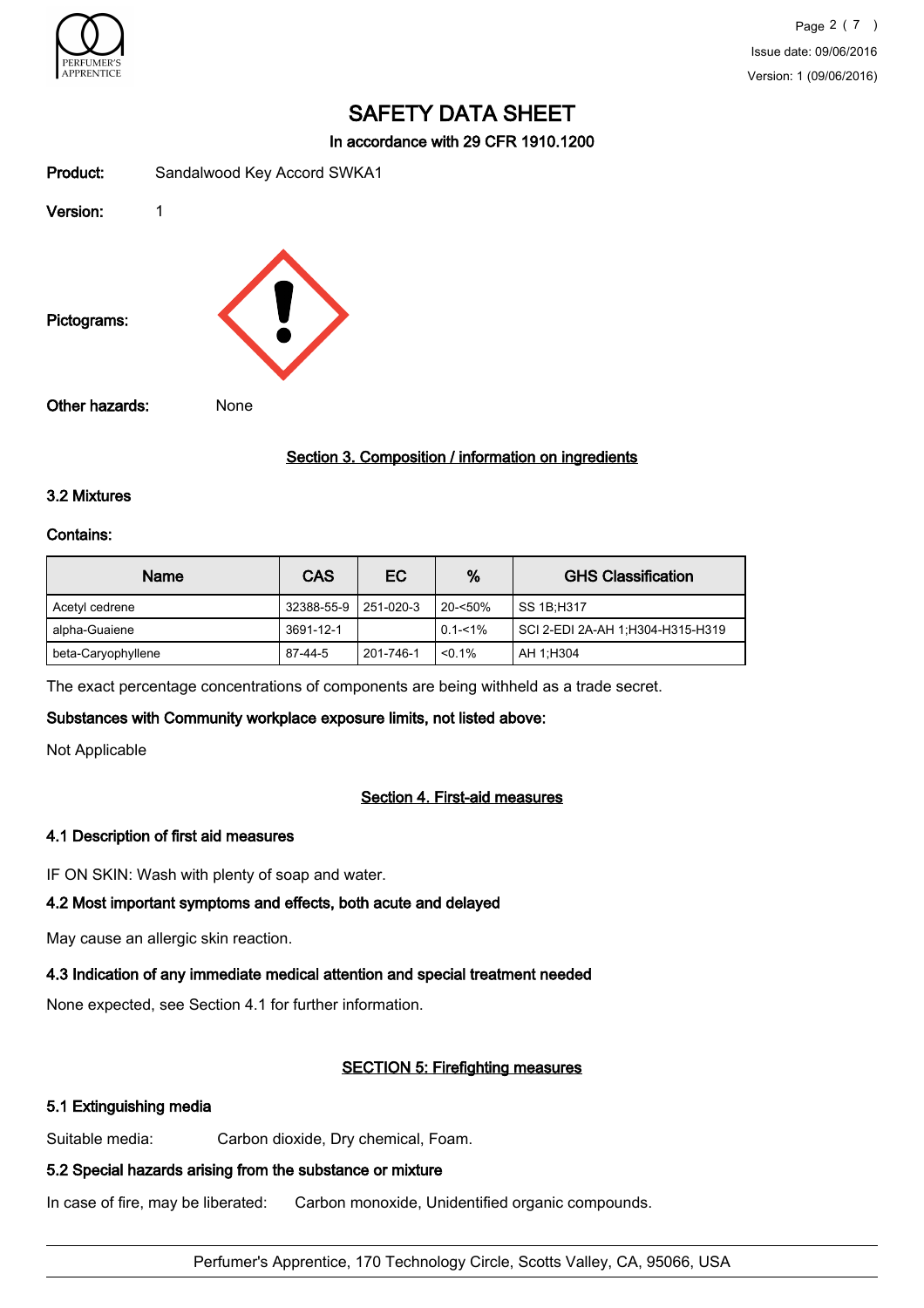# SAFETY DATA SHEET

**In accordance with 29 CFR 1910.1200**

**Product:** Sandalwood Key Accord SWKA1

**Version:** 1

**Pictograms:**

**Other hazards:** None

## Section 3. Composition / information on ingredients

### 3.2 Mixtures

**Contains:**

| Name | CAS | EC | % | GHS Classification |
|---|---|---|---|---|
| Acetyl cedrene | 32388-55-9 | 251-020-3 | 20-<50% | SS 1B;H317 |
| alpha-Guaiene | 3691-12-1 | | 0.1-<1% | SCI 2-EDI 2A-AH 1;H304-H315-H319 |
| beta-Caryophyllene | 87-44-5 | 201-746-1 | <0.1% | AH 1;H304 |

The exact percentage concentrations of components are being withheld as a trade secret.

**Substances with Community workplace exposure limits, not listed above:**

Not Applicable

## Section 4. First-aid measures

### 4.1 Description of first aid measures

IF ON SKIN: Wash with plenty of soap and water.

### 4.2 Most important symptoms and effects, both acute and delayed

May cause an allergic skin reaction.

### 4.3 Indication of any immediate medical attention and special treatment needed

None expected, see Section 4.1 for further information.

## SECTION 5: Firefighting measures

### 5.1 Extinguishing media

Suitable media: Carbon dioxide, Dry chemical, Foam.

### 5.2 Special hazards arising from the substance or mixture

In case of fire, may be liberated: Carbon monoxide, Unidentified organic compounds.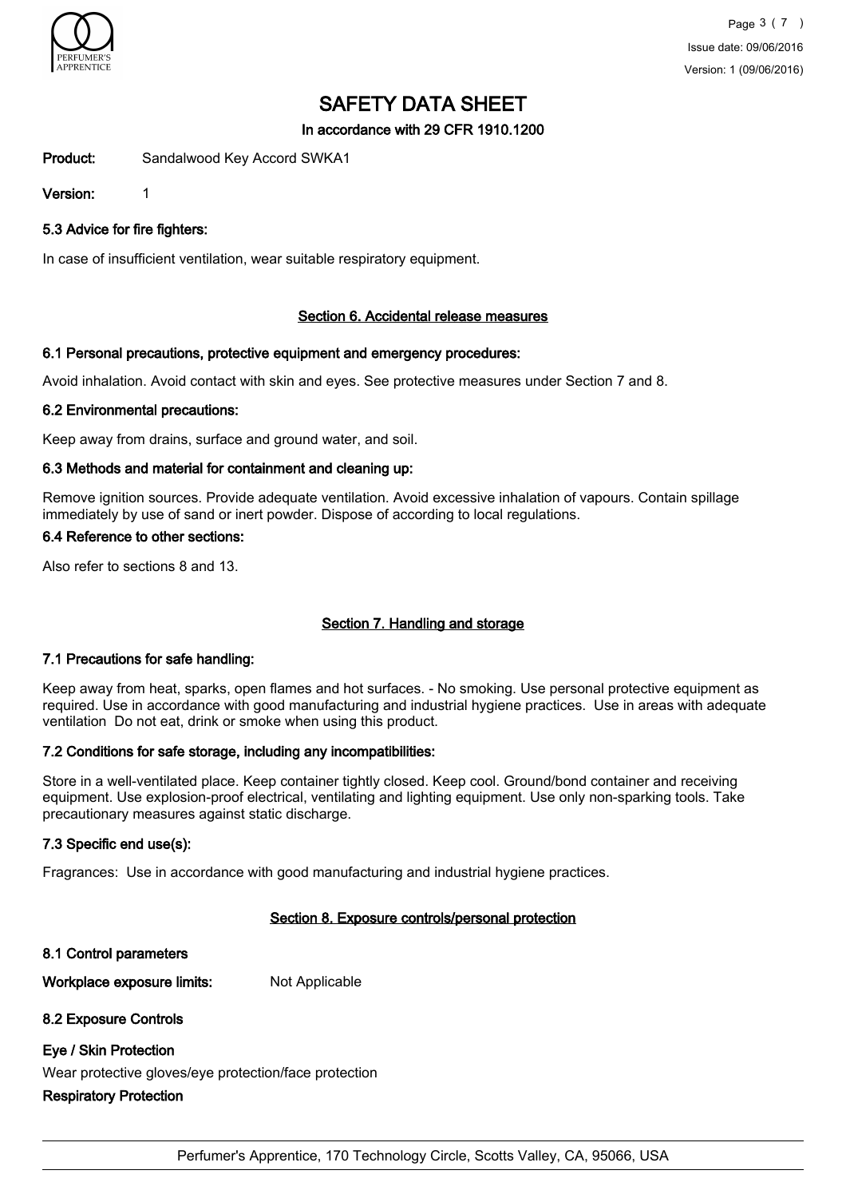# SAFETY DATA SHEET

**In accordance with 29 CFR 1910.1200**

**Product:** Sandalwood Key Accord SWKA1

**Version:** 1

### 5.3 Advice for fire fighters:

In case of insufficient ventilation, wear suitable respiratory equipment.

## Section 6. Accidental release measures

### 6.1 Personal precautions, protective equipment and emergency procedures:

Avoid inhalation. Avoid contact with skin and eyes. See protective measures under Section 7 and 8.

### 6.2 Environmental precautions:

Keep away from drains, surface and ground water, and soil.

### 6.3 Methods and material for containment and cleaning up:

Remove ignition sources. Provide adequate ventilation. Avoid excessive inhalation of vapours. Contain spillage immediately by use of sand or inert powder. Dispose of according to local regulations.

### 6.4 Reference to other sections:

Also refer to sections 8 and 13.

## Section 7. Handling and storage

### 7.1 Precautions for safe handling:

Keep away from heat, sparks, open flames and hot surfaces. - No smoking. Use personal protective equipment as required. Use in accordance with good manufacturing and industrial hygiene practices. Use in areas with adequate ventilation Do not eat, drink or smoke when using this product.

### 7.2 Conditions for safe storage, including any incompatibilities:

Store in a well-ventilated place. Keep container tightly closed. Keep cool. Ground/bond container and receiving equipment. Use explosion-proof electrical, ventilating and lighting equipment. Use only non-sparking tools. Take precautionary measures against static discharge.

### 7.3 Specific end use(s):

Fragrances: Use in accordance with good manufacturing and industrial hygiene practices.

## Section 8. Exposure controls/personal protection

### 8.1 Control parameters

**Workplace exposure limits:** Not Applicable

### 8.2 Exposure Controls

**Eye / Skin Protection**

Wear protective gloves/eye protection/face protection

**Respiratory Protection**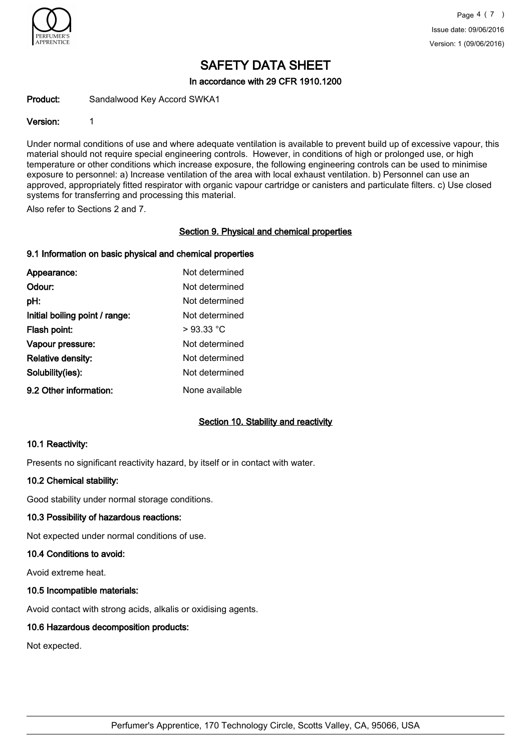# SAFETY DATA SHEET

**In accordance with 29 CFR 1910.1200**

**Product:** Sandalwood Key Accord SWKA1

**Version:** 1

Under normal conditions of use and where adequate ventilation is available to prevent build up of excessive vapour, this material should not require special engineering controls. However, in conditions of high or prolonged use, or high temperature or other conditions which increase exposure, the following engineering controls can be used to minimise exposure to personnel: a) Increase ventilation of the area with local exhaust ventilation. b) Personnel can use an approved, appropriately fitted respirator with organic vapour cartridge or canisters and particulate filters. c) Use closed systems for transferring and processing this material.

Also refer to Sections 2 and 7.

## Section 9. Physical and chemical properties

### 9.1 Information on basic physical and chemical properties

| | |
|---|---|
| **Appearance:** | Not determined |
| **Odour:** | Not determined |
| **pH:** | Not determined |
| **Initial boiling point / range:** | Not determined |
| **Flash point:** | > 93.33 °C |
| **Vapour pressure:** | Not determined |
| **Relative density:** | Not determined |
| **Solubility(ies):** | Not determined |
| **9.2 Other information:** | None available |

## Section 10. Stability and reactivity

### 10.1 Reactivity:

Presents no significant reactivity hazard, by itself or in contact with water.

### 10.2 Chemical stability:

Good stability under normal storage conditions.

### 10.3 Possibility of hazardous reactions:

Not expected under normal conditions of use.

### 10.4 Conditions to avoid:

Avoid extreme heat.

### 10.5 Incompatible materials:

Avoid contact with strong acids, alkalis or oxidising agents.

### 10.6 Hazardous decomposition products:

Not expected.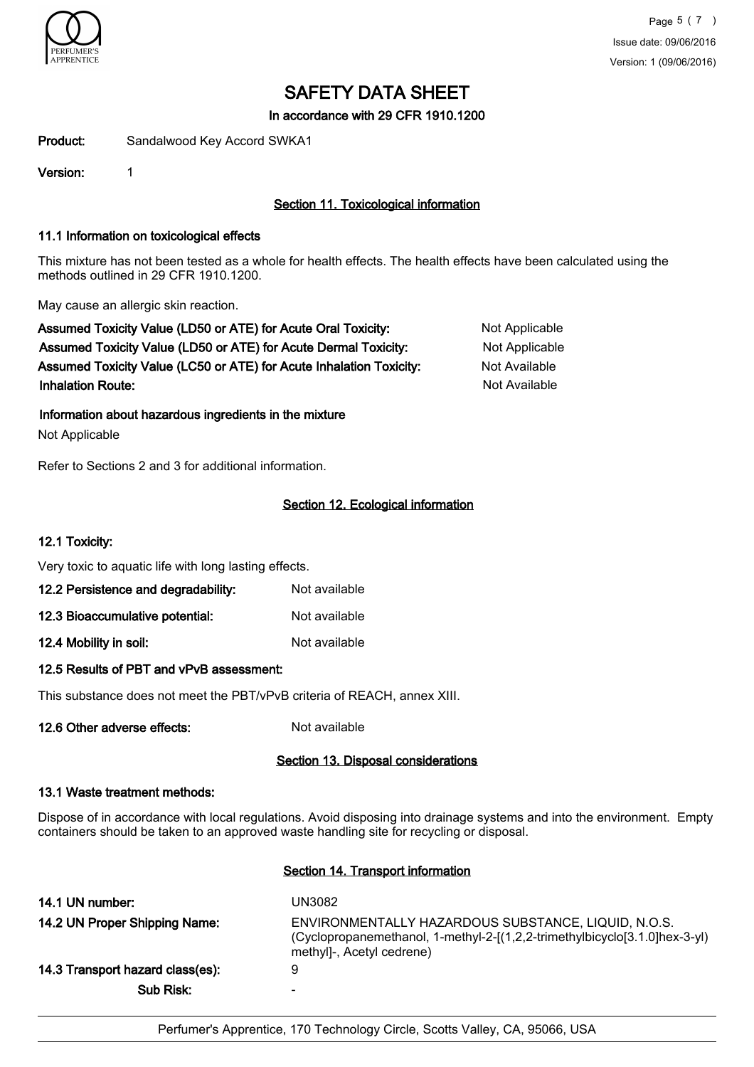# SAFETY DATA SHEET

**In accordance with 29 CFR 1910.1200**

**Product:** Sandalwood Key Accord SWKA1

**Version:** 1

## Section 11. Toxicological information

### 11.1 Information on toxicological effects

This mixture has not been tested as a whole for health effects. The health effects have been calculated using the methods outlined in 29 CFR 1910.1200.

May cause an allergic skin reaction.

| | |
|---|---|
| **Assumed Toxicity Value (LD50 or ATE) for Acute Oral Toxicity:** | Not Applicable |
| **Assumed Toxicity Value (LD50 or ATE) for Acute Dermal Toxicity:** | Not Applicable |
| **Assumed Toxicity Value (LC50 or ATE) for Acute Inhalation Toxicity:** | Not Available |
| **Inhalation Route:** | Not Available |

**Information about hazardous ingredients in the mixture**

Not Applicable

Refer to Sections 2 and 3 for additional information.

## Section 12. Ecological information

### 12.1 Toxicity:

Very toxic to aquatic life with long lasting effects.

**12.2 Persistence and degradability:** Not available

**12.3 Bioaccumulative potential:** Not available

**12.4 Mobility in soil:** Not available

### 12.5 Results of PBT and vPvB assessment:

This substance does not meet the PBT/vPvB criteria of REACH, annex XIII.

**12.6 Other adverse effects:** Not available

## Section 13. Disposal considerations

### 13.1 Waste treatment methods:

Dispose of in accordance with local regulations. Avoid disposing into drainage systems and into the environment. Empty containers should be taken to an approved waste handling site for recycling or disposal.

## Section 14. Transport information

| | |
|---|---|
| **14.1 UN number:** | UN3082 |
| **14.2 UN Proper Shipping Name:** | ENVIRONMENTALLY HAZARDOUS SUBSTANCE, LIQUID, N.O.S. (Cyclopropanemethanol, 1-methyl-2-[(1,2,2-trimethylbicyclo[3.1.0]hex-3-yl) methyl]-, Acetyl cedrene) |
| **14.3 Transport hazard class(es):** | 9 |
| **Sub Risk:** | - |

Perfumer's Apprentice, 170 Technology Circle, Scotts Valley, CA, 95066, USA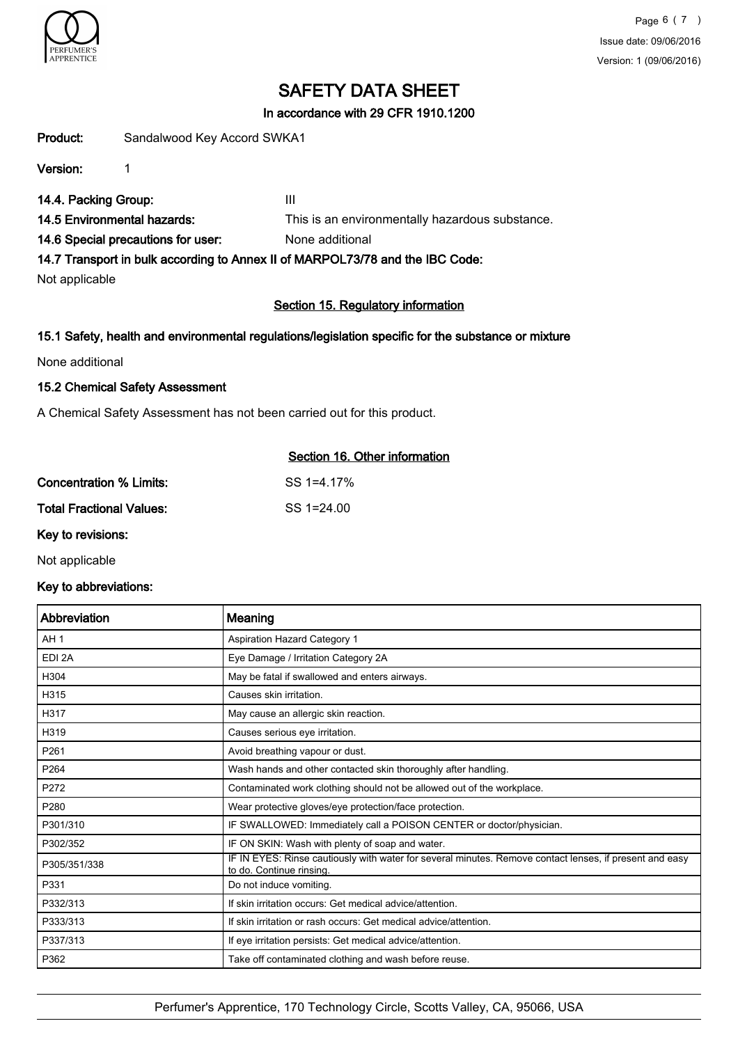# SAFETY DATA SHEET

**In accordance with 29 CFR 1910.1200**

**Product:** Sandalwood Key Accord SWKA1

**Version:** 1

**14.4. Packing Group:** III

**14.5 Environmental hazards:** This is an environmentally hazardous substance.

**14.6 Special precautions for user:** None additional

**14.7 Transport in bulk according to Annex II of MARPOL73/78 and the IBC Code:**

Not applicable

## Section 15. Regulatory information

### 15.1 Safety, health and environmental regulations/legislation specific for the substance or mixture

None additional

### 15.2 Chemical Safety Assessment

A Chemical Safety Assessment has not been carried out for this product.

## Section 16. Other information

**Concentration % Limits:** SS 1=4.17%

**Total Fractional Values:** SS 1=24.00

**Key to revisions:**

Not applicable

**Key to abbreviations:**

| Abbreviation | Meaning |
|---|---|
| AH 1 | Aspiration Hazard Category 1 |
| EDI 2A | Eye Damage / Irritation Category 2A |
| H304 | May be fatal if swallowed and enters airways. |
| H315 | Causes skin irritation. |
| H317 | May cause an allergic skin reaction. |
| H319 | Causes serious eye irritation. |
| P261 | Avoid breathing vapour or dust. |
| P264 | Wash hands and other contacted skin thoroughly after handling. |
| P272 | Contaminated work clothing should not be allowed out of the workplace. |
| P280 | Wear protective gloves/eye protection/face protection. |
| P301/310 | IF SWALLOWED: Immediately call a POISON CENTER or doctor/physician. |
| P302/352 | IF ON SKIN: Wash with plenty of soap and water. |
| P305/351/338 | IF IN EYES: Rinse cautiously with water for several minutes. Remove contact lenses, if present and easy to do. Continue rinsing. |
| P331 | Do not induce vomiting. |
| P332/313 | If skin irritation occurs: Get medical advice/attention. |
| P333/313 | If skin irritation or rash occurs: Get medical advice/attention. |
| P337/313 | If eye irritation persists: Get medical advice/attention. |
| P362 | Take off contaminated clothing and wash before reuse. |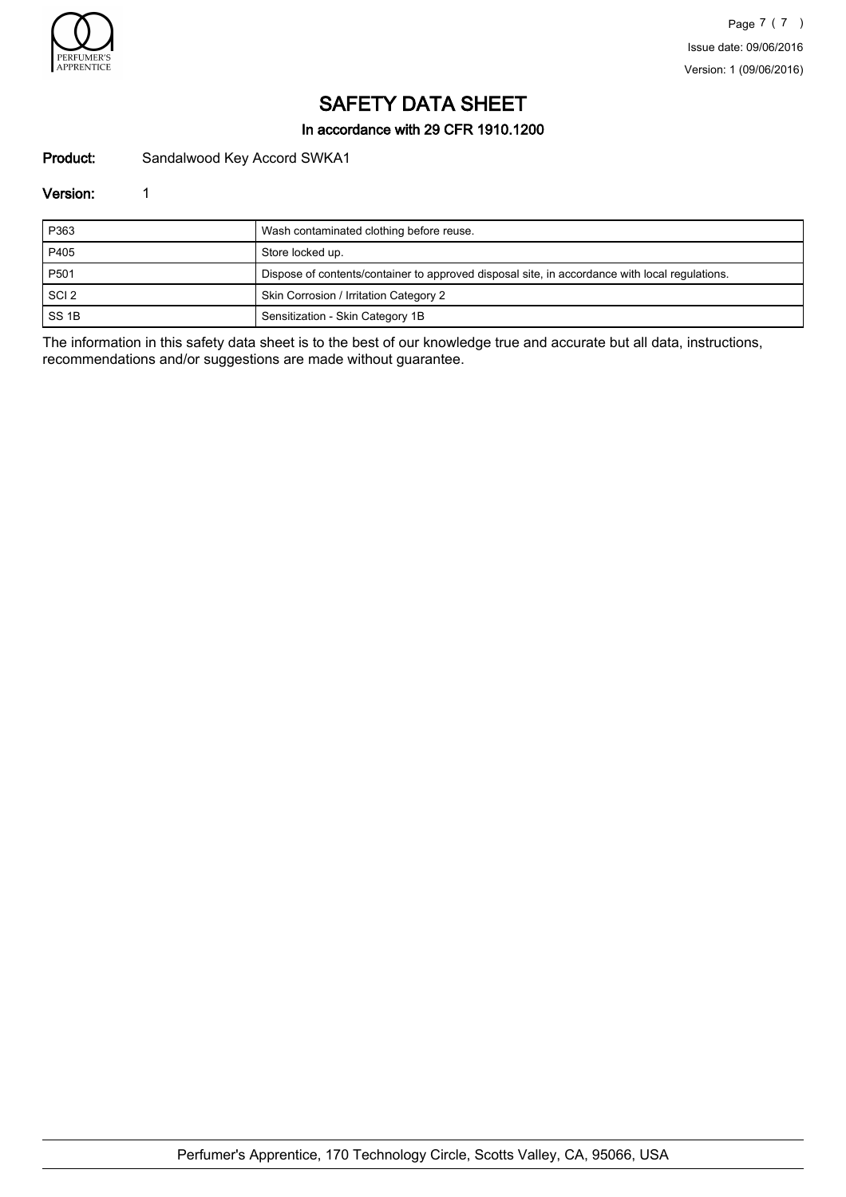| | |
|---|---|
| P363 | Wash contaminated clothing before reuse. |
| P405 | Store locked up. |
| P501 | Dispose of contents/container to approved disposal site, in accordance with local regulations. |
| SCI 2 | Skin Corrosion / Irritation Category 2 |
| SS 1B | Sensitization - Skin Category 1B |

The information in this safety data sheet is to the best of our knowledge true and accurate but all data, instructions, recommendations and/or suggestions are made without guarantee.